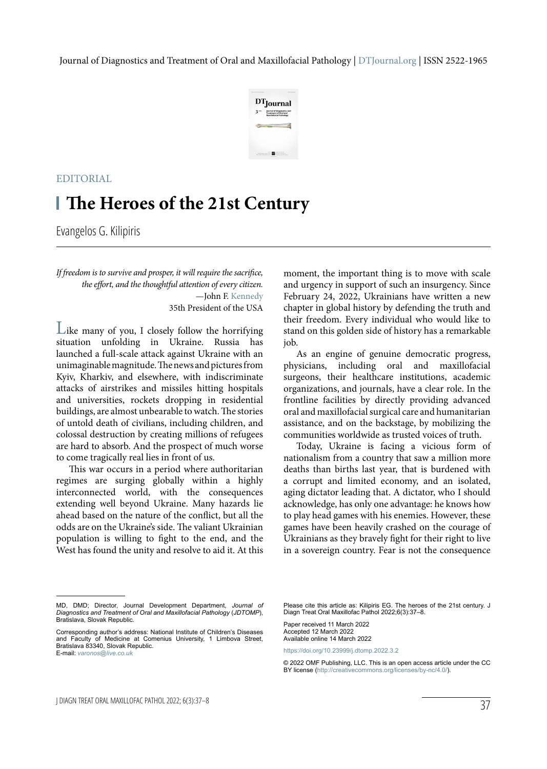EDITORIAL

# The Heroes of the 21st Century

Evangelos G. Kilipiris

*If freedom is to survive and prosper, it will require the sacrifice, the effort, and the thoughtful attention of every citizen.*
—John F. Kennedy
35th President of the USA

Like many of you, I closely follow the horrifying situation unfolding in Ukraine. Russia has launched a full-scale attack against Ukraine with an unimaginable magnitude. The news and pictures from Kyiv, Kharkiv, and elsewhere, with indiscriminate attacks of airstrikes and missiles hitting hospitals and universities, rockets dropping in residential buildings, are almost unbearable to watch. The stories of untold death of civilians, including children, and colossal destruction by creating millions of refugees are hard to absorb. And the prospect of much worse to come tragically real lies in front of us.

This war occurs in a period where authoritarian regimes are surging globally within a highly interconnected world, with the consequences extending well beyond Ukraine. Many hazards lie ahead based on the nature of the conflict, but all the odds are on the Ukraine's side. The valiant Ukrainian population is willing to fight to the end, and the West has found the unity and resolve to aid it. At this moment, the important thing is to move with scale and urgency in support of such an insurgency. Since February 24, 2022, Ukrainians have written a new chapter in global history by defending the truth and their freedom. Every individual who would like to stand on this golden side of history has a remarkable job.

As an engine of genuine democratic progress, physicians, including oral and maxillofacial surgeons, their healthcare institutions, academic organizations, and journals, have a clear role. In the frontline facilities by directly providing advanced oral and maxillofacial surgical care and humanitarian assistance, and on the backstage, by mobilizing the communities worldwide as trusted voices of truth.

Today, Ukraine is facing a vicious form of nationalism from a country that saw a million more deaths than births last year, that is burdened with a corrupt and limited economy, and an isolated, aging dictator leading that. A dictator, who I should acknowledge, has only one advantage: he knows how to play head games with his enemies. However, these games have been heavily crashed on the courage of Ukrainians as they bravely fight for their right to live in a sovereign country. Fear is not the consequence

---

MD, DMD; Director, Journal Development Department, *Journal of Diagnostics and Treatment of Oral and Maxillofacial Pathology* (*JDTOMP*), Bratislava, Slovak Republic.

Corresponding author's address: National Institute of Children's Diseases and Faculty of Medicine at Comenius University, 1 Limbova Street, Bratislava 83340, Slovak Republic.
E-mail: *varonos@live.co.uk*

Please cite this article as: Kilipiris EG. The heroes of the 21st century. J Diagn Treat Oral Maxillofac Pathol 2022;6(3):37–8.

Paper received 11 March 2022
Accepted 12 March 2022
Available online 14 March 2022

https://doi.org/10.23999/j.dtomp.2022.3.2

© 2022 OMF Publishing, LLC. This is an open access article under the CC BY license (http://creativecommons.org/licenses/by-nc/4.0/).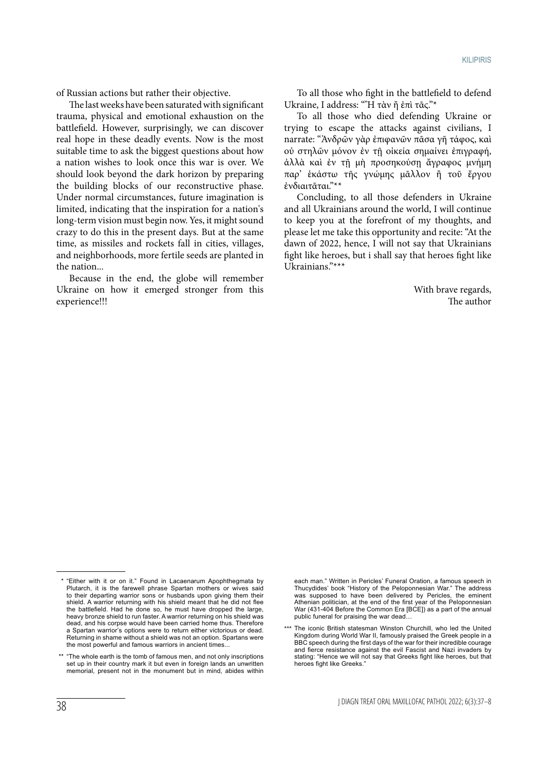of Russian actions but rather their objective.

The last weeks have been saturated with significant trauma, physical and emotional exhaustion on the battlefield. However, surprisingly, we can discover real hope in these deadly events. Now is the most suitable time to ask the biggest questions about how a nation wishes to look once this war is over. We should look beyond the dark horizon by preparing the building blocks of our reconstructive phase. Under normal circumstances, future imagination is limited, indicating that the inspiration for a nation's long-term vision must begin now. Yes, it might sound crazy to do this in the present days. But at the same time, as missiles and rockets fall in cities, villages, and neighborhoods, more fertile seeds are planted in the nation...

Because in the end, the globe will remember Ukraine on how it emerged stronger from this experience!!!

To all those who fight in the battlefield to defend Ukraine, I address: "Ἢ τὰν ἢ ἐπὶ τᾶς."*

To all those who died defending Ukraine or trying to escape the attacks against civilians, I narrate: "Ἀνδρῶν γὰρ ἐπιφανῶν πᾶσα γῆ τάφος, καὶ οὐ στηλῶν μόνον ἐν τῇ οἰκεία σημαίνει ἐπιγραφή, ἀλλὰ καὶ ἐν τῇ μὴ προσηκούσῃ ἄγραφος μνήμη παρ' ἑκάστω τῆς γνώμης μᾶλλον ἢ τοῦ ἔργου ἐνδιαιτᾶται."**

Concluding, to all those defenders in Ukraine and all Ukrainians around the world, I will continue to keep you at the forefront of my thoughts, and please let me take this opportunity and recite: "At the dawn of 2022, hence, I will not say that Ukrainians fight like heroes, but i shall say that heroes fight like Ukrainians."***

With brave regards,
The author

---

\* "Either with it or on it." Found in Lacaenarum Apophthegmata by Plutarch, it is the farewell phrase Spartan mothers or wives said to their departing warrior sons or husbands upon giving them their shield. A warrior returning with his shield meant that he did not flee the battlefield. Had he done so, he must have dropped the large, heavy bronze shield to run faster. A warrior returning on his shield was dead, and his corpse would have been carried home thus. Therefore a Spartan warrior's options were to return either victorious or dead. Returning in shame without a shield was not an option. Spartans were the most powerful and famous warriors in ancient times...

\*\* "The whole earth is the tomb of famous men, and not only inscriptions set up in their country mark it but even in foreign lands an unwritten memorial, present not in the monument but in mind, abides within each man." Written in Pericles' Funeral Oration, a famous speech in Thucydides' book "History of the Peloponnesian War." The address was supposed to have been delivered by Pericles, the eminent Athenian politician, at the end of the first year of the Peloponnesian War (431-404 Before the Common Era [BCE]) as a part of the annual public funeral for praising the war dead…

\*\*\* The iconic British statesman Winston Churchill, who led the United Kingdom during World War II, famously praised the Greek people in a BBC speech during the first days of the war for their incredible courage and fierce resistance against the evil Fascist and Nazi invaders by stating: "Hence we will not say that Greeks fight like heroes, but that heroes fight like Greeks."